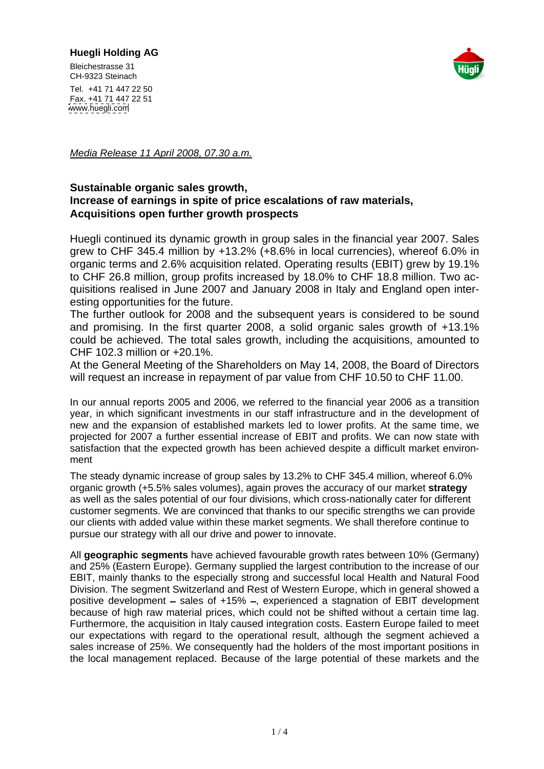**Huegli Holding AG**

Bleichestrasse 31
CH-9323 Steinach

Tel. +41 71 447 22 50
Fax. +41 71 447 22 51
www.huegli.com

*Media Release 11 April 2008, 07.30 a.m.*

## Sustainable organic sales growth, Increase of earnings in spite of price escalations of raw materials, Acquisitions open further growth prospects

Huegli continued its dynamic growth in group sales in the financial year 2007. Sales grew to CHF 345.4 million by +13.2% (+8.6% in local currencies), whereof 6.0% in organic terms and 2.6% acquisition related. Operating results (EBIT) grew by 19.1% to CHF 26.8 million, group profits increased by 18.0% to CHF 18.8 million. Two acquisitions realised in June 2007 and January 2008 in Italy and England open interesting opportunities for the future.

The further outlook for 2008 and the subsequent years is considered to be sound and promising. In the first quarter 2008, a solid organic sales growth of +13.1% could be achieved. The total sales growth, including the acquisitions, amounted to CHF 102.3 million or +20.1%.

At the General Meeting of the Shareholders on May 14, 2008, the Board of Directors will request an increase in repayment of par value from CHF 10.50 to CHF 11.00.

In our annual reports 2005 and 2006, we referred to the financial year 2006 as a transition year, in which significant investments in our staff infrastructure and in the development of new and the expansion of established markets led to lower profits. At the same time, we projected for 2007 a further essential increase of EBIT and profits. We can now state with satisfaction that the expected growth has been achieved despite a difficult market environment

The steady dynamic increase of group sales by 13.2% to CHF 345.4 million, whereof 6.0% organic growth (+5.5% sales volumes), again proves the accuracy of our market **strategy** as well as the sales potential of our four divisions, which cross-nationally cater for different customer segments. We are convinced that thanks to our specific strengths we can provide our clients with added value within these market segments. We shall therefore continue to pursue our strategy with all our drive and power to innovate.

All **geographic segments** have achieved favourable growth rates between 10% (Germany) and 25% (Eastern Europe). Germany supplied the largest contribution to the increase of our EBIT, mainly thanks to the especially strong and successful local Health and Natural Food Division. The segment Switzerland and Rest of Western Europe, which in general showed a positive development – sales of +15% –, experienced a stagnation of EBIT development because of high raw material prices, which could not be shifted without a certain time lag. Furthermore, the acquisition in Italy caused integration costs. Eastern Europe failed to meet our expectations with regard to the operational result, although the segment achieved a sales increase of 25%. We consequently had the holders of the most important positions in the local management replaced. Because of the large potential of these markets and the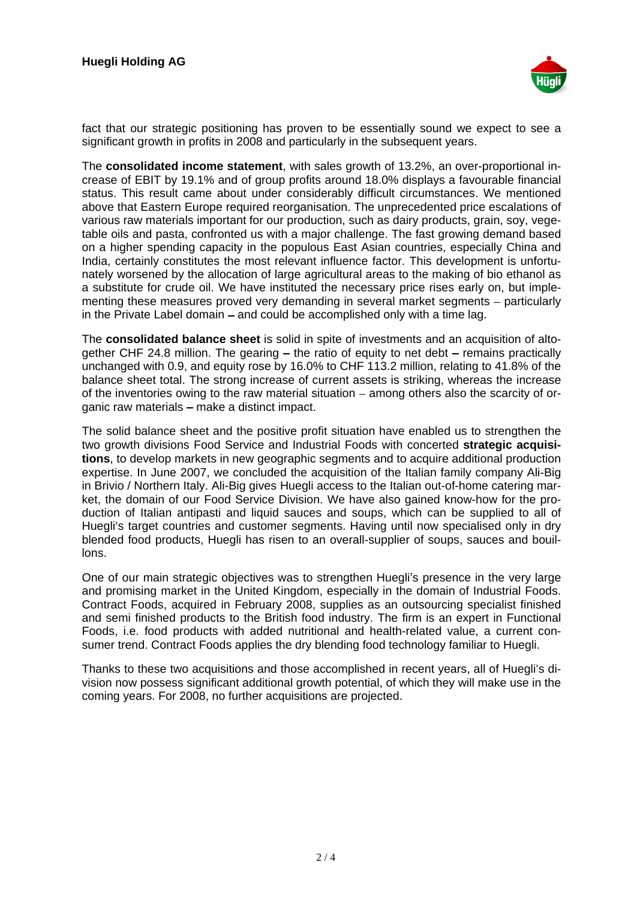fact that our strategic positioning has proven to be essentially sound we expect to see a significant growth in profits in 2008 and particularly in the subsequent years.

The **consolidated income statement**, with sales growth of 13.2%, an over-proportional increase of EBIT by 19.1% and of group profits around 18.0% displays a favourable financial status. This result came about under considerably difficult circumstances. We mentioned above that Eastern Europe required reorganisation. The unprecedented price escalations of various raw materials important for our production, such as dairy products, grain, soy, vegetable oils and pasta, confronted us with a major challenge. The fast growing demand based on a higher spending capacity in the populous East Asian countries, especially China and India, certainly constitutes the most relevant influence factor. This development is unfortunately worsened by the allocation of large agricultural areas to the making of bio ethanol as a substitute for crude oil. We have instituted the necessary price rises early on, but implementing these measures proved very demanding in several market segments – particularly in the Private Label domain – and could be accomplished only with a time lag.

The **consolidated balance sheet** is solid in spite of investments and an acquisition of altogether CHF 24.8 million. The gearing – the ratio of equity to net debt – remains practically unchanged with 0.9, and equity rose by 16.0% to CHF 113.2 million, relating to 41.8% of the balance sheet total. The strong increase of current assets is striking, whereas the increase of the inventories owing to the raw material situation – among others also the scarcity of organic raw materials – make a distinct impact.

The solid balance sheet and the positive profit situation have enabled us to strengthen the two growth divisions Food Service and Industrial Foods with concerted **strategic acquisitions**, to develop markets in new geographic segments and to acquire additional production expertise. In June 2007, we concluded the acquisition of the Italian family company Ali-Big in Brivio / Northern Italy. Ali-Big gives Huegli access to the Italian out-of-home catering market, the domain of our Food Service Division. We have also gained know-how for the production of Italian antipasti and liquid sauces and soups, which can be supplied to all of Huegli's target countries and customer segments. Having until now specialised only in dry blended food products, Huegli has risen to an overall-supplier of soups, sauces and bouillons.

One of our main strategic objectives was to strengthen Huegli's presence in the very large and promising market in the United Kingdom, especially in the domain of Industrial Foods. Contract Foods, acquired in February 2008, supplies as an outsourcing specialist finished and semi finished products to the British food industry. The firm is an expert in Functional Foods, i.e. food products with added nutritional and health-related value, a current consumer trend. Contract Foods applies the dry blending food technology familiar to Huegli.

Thanks to these two acquisitions and those accomplished in recent years, all of Huegli's division now possess significant additional growth potential, of which they will make use in the coming years. For 2008, no further acquisitions are projected.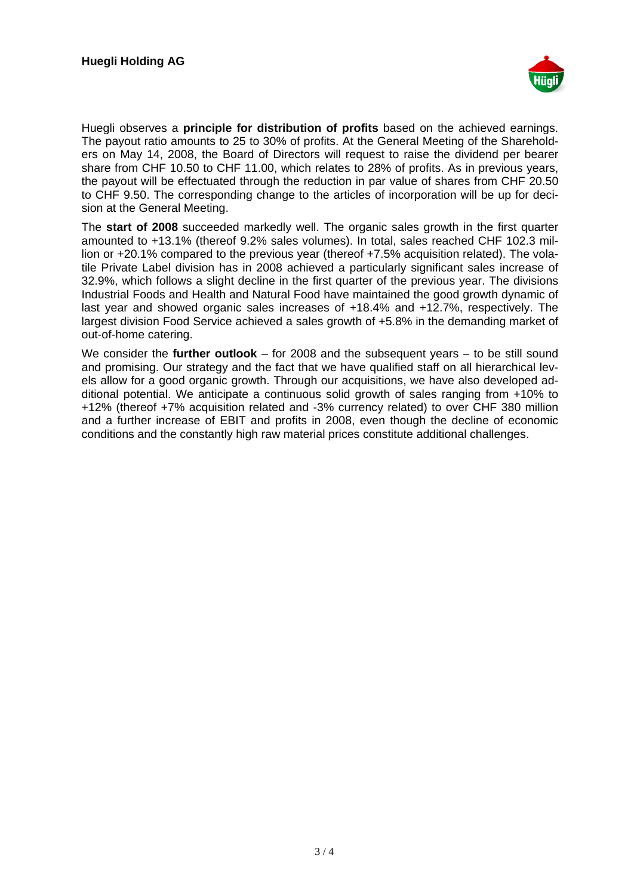Huegli observes a **principle for distribution of profits** based on the achieved earnings. The payout ratio amounts to 25 to 30% of profits. At the General Meeting of the Shareholders on May 14, 2008, the Board of Directors will request to raise the dividend per bearer share from CHF 10.50 to CHF 11.00, which relates to 28% of profits. As in previous years, the payout will be effectuated through the reduction in par value of shares from CHF 20.50 to CHF 9.50. The corresponding change to the articles of incorporation will be up for decision at the General Meeting.

The **start of 2008** succeeded markedly well. The organic sales growth in the first quarter amounted to +13.1% (thereof 9.2% sales volumes). In total, sales reached CHF 102.3 million or +20.1% compared to the previous year (thereof +7.5% acquisition related). The volatile Private Label division has in 2008 achieved a particularly significant sales increase of 32.9%, which follows a slight decline in the first quarter of the previous year. The divisions Industrial Foods and Health and Natural Food have maintained the good growth dynamic of last year and showed organic sales increases of +18.4% and +12.7%, respectively. The largest division Food Service achieved a sales growth of +5.8% in the demanding market of out-of-home catering.

We consider the **further outlook** – for 2008 and the subsequent years – to be still sound and promising. Our strategy and the fact that we have qualified staff on all hierarchical levels allow for a good organic growth. Through our acquisitions, we have also developed additional potential. We anticipate a continuous solid growth of sales ranging from +10% to +12% (thereof +7% acquisition related and -3% currency related) to over CHF 380 million and a further increase of EBIT and profits in 2008, even though the decline of economic conditions and the constantly high raw material prices constitute additional challenges.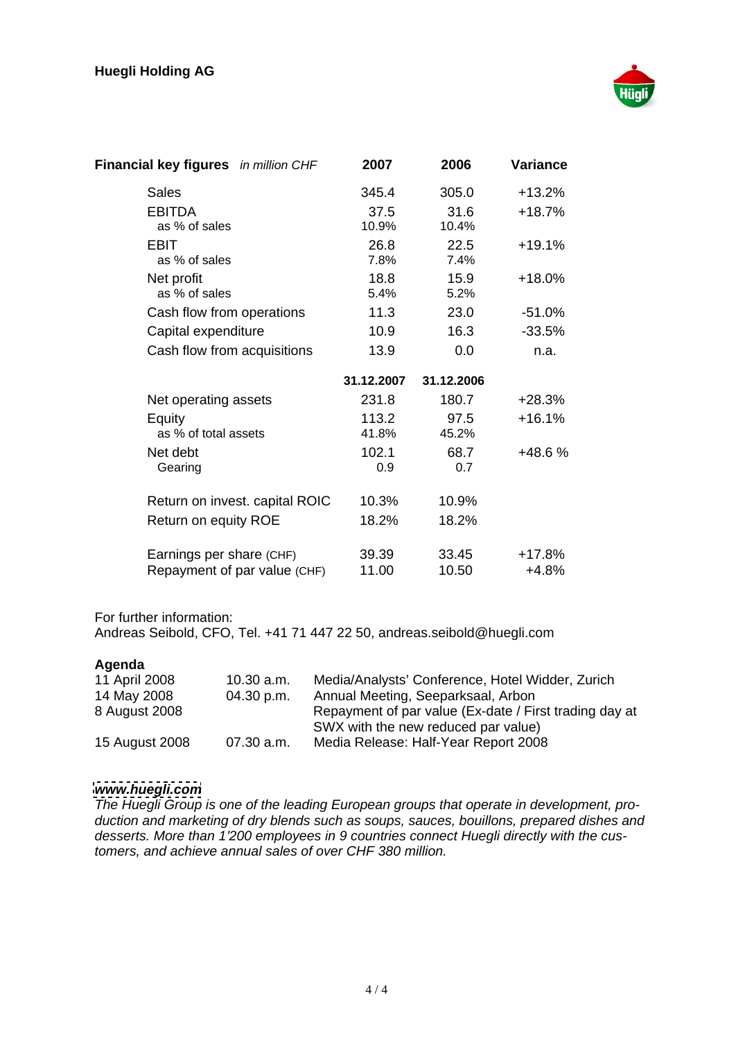**Huegli Holding AG**

| **Financial key figures** *in million CHF* | **2007** | **2006** | **Variance** |
|---|---|---|---|
| Sales | 345.4 | 305.0 | +13.2% |
| EBITDA | 37.5 | 31.6 | +18.7% |
| as % of sales | 10.9% | 10.4% | |
| EBIT | 26.8 | 22.5 | +19.1% |
| as % of sales | 7.8% | 7.4% | |
| Net profit | 18.8 | 15.9 | +18.0% |
| as % of sales | 5.4% | 5.2% | |
| Cash flow from operations | 11.3 | 23.0 | -51.0% |
| Capital expenditure | 10.9 | 16.3 | -33.5% |
| Cash flow from acquisitions | 13.9 | 0.0 | n.a. |
| | **31.12.2007** | **31.12.2006** | |
| Net operating assets | 231.8 | 180.7 | +28.3% |
| Equity | 113.2 | 97.5 | +16.1% |
| as % of total assets | 41.8% | 45.2% | |
| Net debt | 102.1 | 68.7 | +48.6 % |
| Gearing | 0.9 | 0.7 | |
| Return on invest. capital ROIC | 10.3% | 10.9% | |
| Return on equity ROE | 18.2% | 18.2% | |
| Earnings per share (CHF) | 39.39 | 33.45 | +17.8% |
| Repayment of par value (CHF) | 11.00 | 10.50 | +4.8% |

For further information:
Andreas Seibold, CFO, Tel. +41 71 447 22 50, andreas.seibold@huegli.com

**Agenda**

| | | |
|---|---|---|
| 11 April 2008 | 10.30 a.m. | Media/Analysts' Conference, Hotel Widder, Zurich |
| 14 May 2008 | 04.30 p.m. | Annual Meeting, Seeparksaal, Arbon |
| 8 August 2008 | | Repayment of par value (Ex-date / First trading day at SWX with the new reduced par value) |
| 15 August 2008 | 07.30 a.m. | Media Release: Half-Year Report 2008 |

***www.huegli.com***
*The Huegli Group is one of the leading European groups that operate in development, production and marketing of dry blends such as soups, sauces, bouillons, prepared dishes and desserts. More than 1'200 employees in 9 countries connect Huegli directly with the customers, and achieve annual sales of over CHF 380 million.*